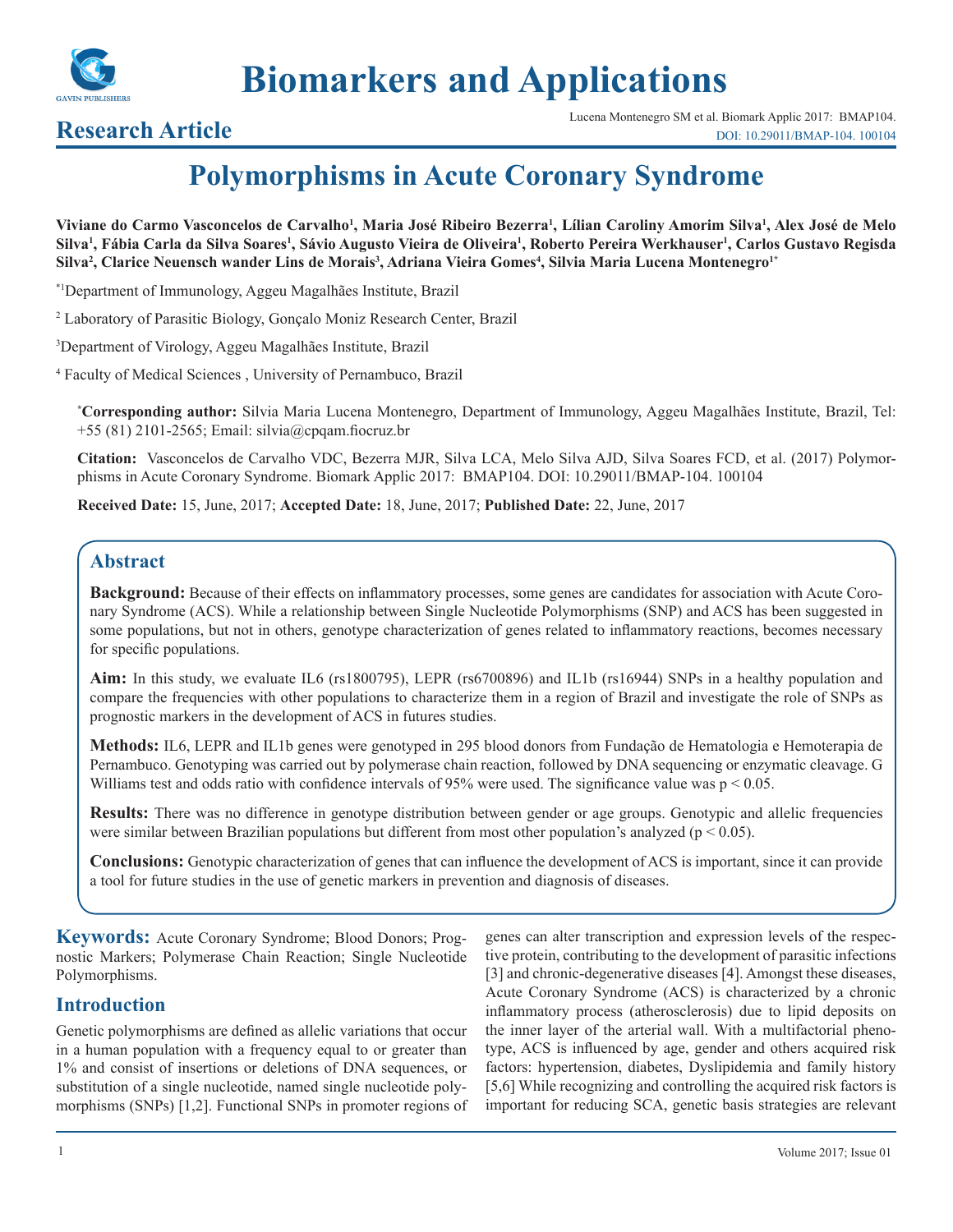# Polymorphisms in Acute Coronary Syndrome

**Viviane do Carmo Vasconcelos de Carvalho[1], Maria José Ribeiro Bezerra[1], Lílian Caroliny Amorim Silva[1], Alex José de Melo Silva[1], Fábia Carla da Silva Soares[1], Sávio Augusto Vieira de Oliveira[1], Roberto Pereira Werkhauser[1], Carlos Gustavo Regisda Silva[2], Clarice Neuensch wander Lins de Morais[3], Adriana Vieira Gomes[4], Silvia Maria Lucena Montenegro[1*]**

[*1]Department of Immunology, Aggeu Magalhães Institute, Brazil

[2] Laboratory of Parasitic Biology, Gonçalo Moniz Research Center, Brazil

[3]Department of Virology, Aggeu Magalhães Institute, Brazil

[4] Faculty of Medical Sciences , University of Pernambuco, Brazil

[*]**Corresponding author:** Silvia Maria Lucena Montenegro, Department of Immunology, Aggeu Magalhães Institute, Brazil, Tel: +55 (81) 2101-2565; Email: silvia@cpqam.fiocruz.br

**Citation:** Vasconcelos de Carvalho VDC, Bezerra MJR, Silva LCA, Melo Silva AJD, Silva Soares FCD, et al. (2017) Polymorphisms in Acute Coronary Syndrome. Biomark Applic 2017: BMAP104. DOI: 10.29011/BMAP-104. 100104

**Received Date:** 15, June, 2017; **Accepted Date:** 18, June, 2017; **Published Date:** 22, June, 2017

## Abstract

**Background:** Because of their effects on inflammatory processes, some genes are candidates for association with Acute Coronary Syndrome (ACS). While a relationship between Single Nucleotide Polymorphisms (SNP) and ACS has been suggested in some populations, but not in others, genotype characterization of genes related to inflammatory reactions, becomes necessary for specific populations.

**Aim:** In this study, we evaluate IL6 (rs1800795), LEPR (rs6700896) and IL1b (rs16944) SNPs in a healthy population and compare the frequencies with other populations to characterize them in a region of Brazil and investigate the role of SNPs as prognostic markers in the development of ACS in futures studies.

**Methods:** IL6, LEPR and IL1b genes were genotyped in 295 blood donors from Fundação de Hematologia e Hemoterapia de Pernambuco. Genotyping was carried out by polymerase chain reaction, followed by DNA sequencing or enzymatic cleavage. G Williams test and odds ratio with confidence intervals of 95% were used. The significance value was $p < 0.05$.

**Results:** There was no difference in genotype distribution between gender or age groups. Genotypic and allelic frequencies were similar between Brazilian populations but different from most other population's analyzed ($p < 0.05$).

**Conclusions:** Genotypic characterization of genes that can influence the development of ACS is important, since it can provide a tool for future studies in the use of genetic markers in prevention and diagnosis of diseases.

**Keywords:** Acute Coronary Syndrome; Blood Donors; Prognostic Markers; Polymerase Chain Reaction; Single Nucleotide Polymorphisms.

## Introduction

Genetic polymorphisms are defined as allelic variations that occur in a human population with a frequency equal to or greater than 1% and consist of insertions or deletions of DNA sequences, or substitution of a single nucleotide, named single nucleotide polymorphisms (SNPs) [1,2]. Functional SNPs in promoter regions of genes can alter transcription and expression levels of the respective protein, contributing to the development of parasitic infections [3] and chronic-degenerative diseases [4]. Amongst these diseases, Acute Coronary Syndrome (ACS) is characterized by a chronic inflammatory process (atherosclerosis) due to lipid deposits on the inner layer of the arterial wall. With a multifactorial phenotype, ACS is influenced by age, gender and others acquired risk factors: hypertension, diabetes, Dyslipidemia and family history [5,6] While recognizing and controlling the acquired risk factors is important for reducing SCA, genetic basis strategies are relevant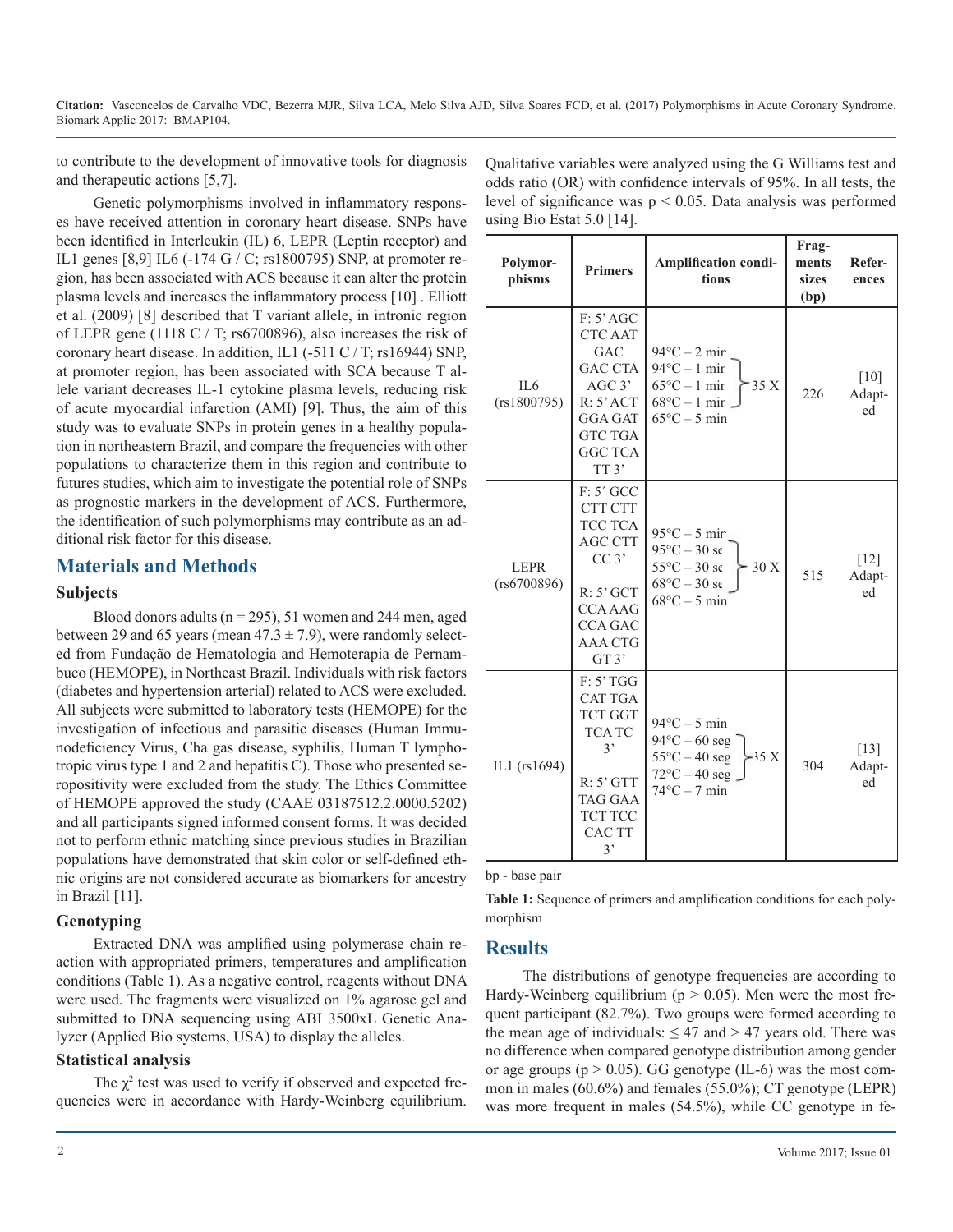to contribute to the development of innovative tools for diagnosis and therapeutic actions [5,7].

Genetic polymorphisms involved in inflammatory responses have received attention in coronary heart disease. SNPs have been identified in Interleukin (IL) 6, LEPR (Leptin receptor) and IL1 genes [8,9] IL6 (-174 G / C; rs1800795) SNP, at promoter region, has been associated with ACS because it can alter the protein plasma levels and increases the inflammatory process [10] . Elliott et al. (2009) [8] described that T variant allele, in intronic region of LEPR gene (1118 C / T; rs6700896), also increases the risk of coronary heart disease. In addition, IL1 (-511 C / T; rs16944) SNP, at promoter region, has been associated with SCA because T allele variant decreases IL-1 cytokine plasma levels, reducing risk of acute myocardial infarction (AMI) [9]. Thus, the aim of this study was to evaluate SNPs in protein genes in a healthy population in northeastern Brazil, and compare the frequencies with other populations to characterize them in this region and contribute to futures studies, which aim to investigate the potential role of SNPs as prognostic markers in the development of ACS. Furthermore, the identification of such polymorphisms may contribute as an additional risk factor for this disease.

## Materials and Methods

### Subjects

Blood donors adults (n = 295), 51 women and 244 men, aged between 29 and 65 years (mean 47.3 ± 7.9), were randomly selected from Fundação de Hematologia and Hemoterapia de Pernambuco (HEMOPE), in Northeast Brazil. Individuals with risk factors (diabetes and hypertension arterial) related to ACS were excluded. All subjects were submitted to laboratory tests (HEMOPE) for the investigation of infectious and parasitic diseases (Human Immunodeficiency Virus, Cha gas disease, syphilis, Human T lymphotropic virus type 1 and 2 and hepatitis C). Those who presented seropositivity were excluded from the study. The Ethics Committee of HEMOPE approved the study (CAAE 03187512.2.0000.5202) and all participants signed informed consent forms. It was decided not to perform ethnic matching since previous studies in Brazilian populations have demonstrated that skin color or self-defined ethnic origins are not considered accurate as biomarkers for ancestry in Brazil [11].

### Genotyping

Extracted DNA was amplified using polymerase chain reaction with appropriated primers, temperatures and amplification conditions (Table 1). As a negative control, reagents without DNA were used. The fragments were visualized on 1% agarose gel and submitted to DNA sequencing using ABI 3500xL Genetic Analyzer (Applied Bio systems, USA) to display the alleles.

### Statistical analysis

The $\chi^2$ test was used to verify if observed and expected frequencies were in accordance with Hardy-Weinberg equilibrium. Qualitative variables were analyzed using the G Williams test and odds ratio (OR) with confidence intervals of 95%. In all tests, the level of significance was $p < 0.05$. Data analysis was performed using Bio Estat 5.0 [14].

| Polymorphisms | Primers | Amplification conditions | Fragments sizes (bp) | References |
|---|---|---|---|---|
| IL6 (rs1800795) | F: 5' AGC CTC AAT GAC GAC CTA AGC 3' R: 5' ACT GGA GAT GTC TGA GGC TCA TT 3' | 94°C – 2 min; 94°C – 1 min, 65°C – 1 min, 68°C – 1 min (35 X); 65°C – 5 min | 226 | [10] Adapted |
| LEPR (rs6700896) | F: 5´ GCC CTT CTT TCC TCA AGC CTT CC 3' R: 5' GCT CCA AAG CCA GAC AAA CTG GT 3' | 95°C – 5 min; 95°C – 30 sec, 55°C – 30 sec, 68°C – 30 sec (30 X); 68°C – 5 min | 515 | [12] Adapted |
| IL1 (rs1694) | F: 5' TGG CAT TGA TCT GGT TCA TC 3' R: 5' GTT TAG GAA TCT TCC CAC TT 3' | 94°C – 5 min; 94°C – 60 seg, 55°C – 40 seg, 72°C – 40 seg (35 X); 74°C – 7 min | 304 | [13] Adapted |

bp - base pair

**Table 1:** Sequence of primers and amplification conditions for each polymorphism

## Results

The distributions of genotype frequencies are according to Hardy-Weinberg equilibrium ($p > 0.05$). Men were the most frequent participant (82.7%). Two groups were formed according to the mean age of individuals: ≤ 47 and > 47 years old. There was no difference when compared genotype distribution among gender or age groups ($p > 0.05$). GG genotype (IL-6) was the most common in males (60.6%) and females (55.0%); CT genotype (LEPR) was more frequent in males (54.5%), while CC genotype in fe-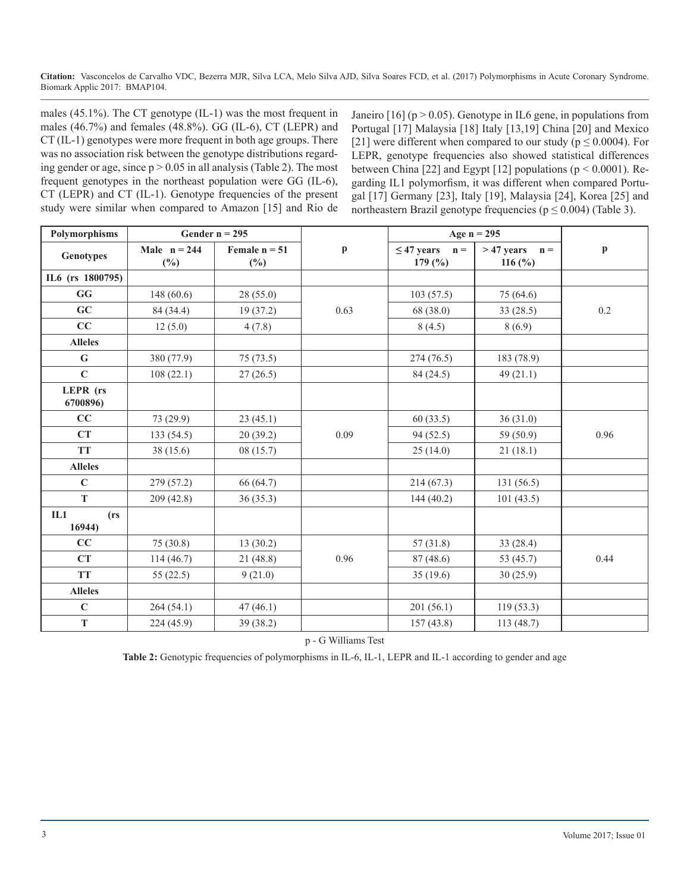males (45.1%). The CT genotype (IL-1) was the most frequent in males (46.7%) and females (48.8%). GG (IL-6), CT (LEPR) and CT (IL-1) genotypes were more frequent in both age groups. There was no association risk between the genotype distributions regarding gender or age, since $p > 0.05$ in all analysis (Table 2). The most frequent genotypes in the northeast population were GG (IL-6), CT (LEPR) and CT (IL-1). Genotype frequencies of the present study were similar when compared to Amazon [15] and Rio de Janeiro [16] ($p > 0.05$). Genotype in IL6 gene, in populations from Portugal [17] Malaysia [18] Italy [13,19] China [20] and Mexico [21] were different when compared to our study ($p \leq 0.0004$). For LEPR, genotype frequencies also showed statistical differences between China [22] and Egypt [12] populations ($p < 0.0001$). Regarding IL1 polymorfism, it was different when compared Portugal [17] Germany [23], Italy [19], Malaysia [24], Korea [25] and northeastern Brazil genotype frequencies ($p \leq 0.004$) (Table 3).

| Polymorphisms | Gender n = 295 | | | Age n = 295 | | |
|---|---|---|---|---|---|---|
| Genotypes | Male n = 244 (%) | Female n = 51 (%) | p | ≤ 47 years n = 179 (%) | > 47 years n = 116 (%) | p |
| IL6 (rs 1800795) | | | | | | |
| GG | 148 (60.6) | 28 (55.0) | 0.63 | 103 (57.5) | 75 (64.6) | 0.2 |
| GC | 84 (34.4) | 19 (37.2) | | 68 (38.0) | 33 (28.5) | |
| CC | 12 (5.0) | 4 (7.8) | | 8 (4.5) | 8 (6.9) | |
| Alleles | | | | | | |
| G | 380 (77.9) | 75 (73.5) | | 274 (76.5) | 183 (78.9) | |
| C | 108 (22.1) | 27 (26.5) | | 84 (24.5) | 49 (21.1) | |
| LEPR (rs 6700896) | | | | | | |
| CC | 73 (29.9) | 23 (45.1) | 0.09 | 60 (33.5) | 36 (31.0) | 0.96 |
| CT | 133 (54.5) | 20 (39.2) | | 94 (52.5) | 59 (50.9) | |
| TT | 38 (15.6) | 08 (15.7) | | 25 (14.0) | 21 (18.1) | |
| Alleles | | | | | | |
| C | 279 (57.2) | 66 (64.7) | | 214 (67.3) | 131 (56.5) | |
| T | 209 (42.8) | 36 (35.3) | | 144 (40.2) | 101 (43.5) | |
| IL1 (rs 16944) | | | | | | |
| CC | 75 (30.8) | 13 (30.2) | 0.96 | 57 (31.8) | 33 (28.4) | 0.44 |
| CT | 114 (46.7) | 21 (48.8) | | 87 (48.6) | 53 (45.7) | |
| TT | 55 (22.5) | 9 (21.0) | | 35 (19.6) | 30 (25.9) | |
| Alleles | | | | | | |
| C | 264 (54.1) | 47 (46.1) | | 201 (56.1) | 119 (53.3) | |
| T | 224 (45.9) | 39 (38.2) | | 157 (43.8) | 113 (48.7) | |

p - G Williams Test

**Table 2:** Genotypic frequencies of polymorphisms in IL-6, IL-1, LEPR and IL-1 according to gender and age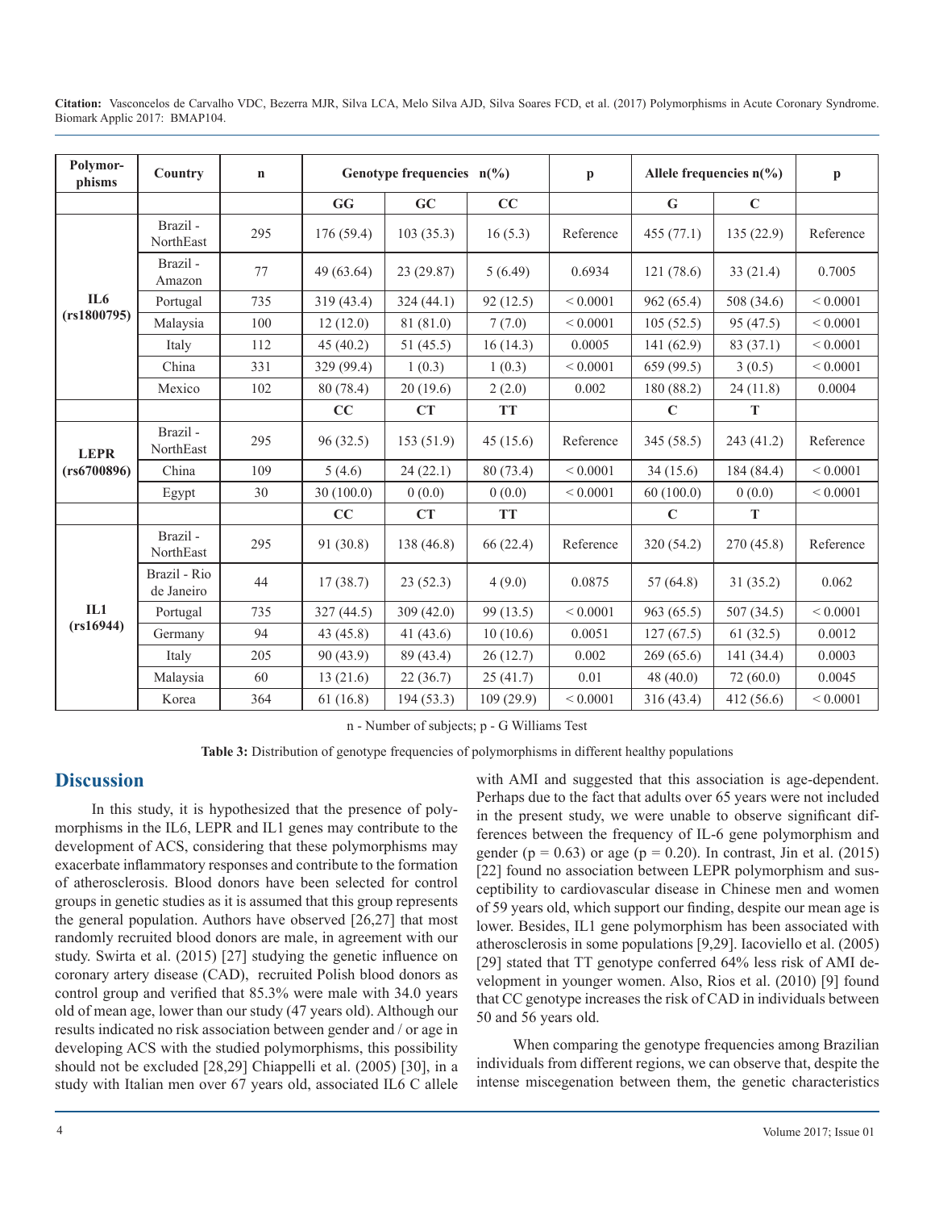| Polymorphisms | Country | n | Genotype frequencies n(%) | | | p | Allele frequencies n(%) | | p |
|---|---|---|---|---|---|---|---|---|---|
| | | | GG | GC | CC | | G | C | |
| IL6 (rs1800795) | Brazil - NorthEast | 295 | 176 (59.4) | 103 (35.3) | 16 (5.3) | Reference | 455 (77.1) | 135 (22.9) | Reference |
| | Brazil - Amazon | 77 | 49 (63.64) | 23 (29.87) | 5 (6.49) | 0.6934 | 121 (78.6) | 33 (21.4) | 0.7005 |
| | Portugal | 735 | 319 (43.4) | 324 (44.1) | 92 (12.5) | < 0.0001 | 962 (65.4) | 508 (34.6) | < 0.0001 |
| | Malaysia | 100 | 12 (12.0) | 81 (81.0) | 7 (7.0) | < 0.0001 | 105 (52.5) | 95 (47.5) | < 0.0001 |
| | Italy | 112 | 45 (40.2) | 51 (45.5) | 16 (14.3) | 0.0005 | 141 (62.9) | 83 (37.1) | < 0.0001 |
| | China | 331 | 329 (99.4) | 1 (0.3) | 1 (0.3) | < 0.0001 | 659 (99.5) | 3 (0.5) | < 0.0001 |
| | Mexico | 102 | 80 (78.4) | 20 (19.6) | 2 (2.0) | 0.002 | 180 (88.2) | 24 (11.8) | 0.0004 |
| | | | CC | CT | TT | | C | T | |
| LEPR (rs6700896) | Brazil - NorthEast | 295 | 96 (32.5) | 153 (51.9) | 45 (15.6) | Reference | 345 (58.5) | 243 (41.2) | Reference |
| | China | 109 | 5 (4.6) | 24 (22.1) | 80 (73.4) | < 0.0001 | 34 (15.6) | 184 (84.4) | < 0.0001 |
| | Egypt | 30 | 30 (100.0) | 0 (0.0) | 0 (0.0) | < 0.0001 | 60 (100.0) | 0 (0.0) | < 0.0001 |
| | | | CC | CT | TT | | C | T | |
| IL1 (rs16944) | Brazil - NorthEast | 295 | 91 (30.8) | 138 (46.8) | 66 (22.4) | Reference | 320 (54.2) | 270 (45.8) | Reference |
| | Brazil - Rio de Janeiro | 44 | 17 (38.7) | 23 (52.3) | 4 (9.0) | 0.0875 | 57 (64.8) | 31 (35.2) | 0.062 |
| | Portugal | 735 | 327 (44.5) | 309 (42.0) | 99 (13.5) | < 0.0001 | 963 (65.5) | 507 (34.5) | < 0.0001 |
| | Germany | 94 | 43 (45.8) | 41 (43.6) | 10 (10.6) | 0.0051 | 127 (67.5) | 61 (32.5) | 0.0012 |
| | Italy | 205 | 90 (43.9) | 89 (43.4) | 26 (12.7) | 0.002 | 269 (65.6) | 141 (34.4) | 0.0003 |
| | Malaysia | 60 | 13 (21.6) | 22 (36.7) | 25 (41.7) | 0.01 | 48 (40.0) | 72 (60.0) | 0.0045 |
| | Korea | 364 | 61 (16.8) | 194 (53.3) | 109 (29.9) | < 0.0001 | 316 (43.4) | 412 (56.6) | < 0.0001 |

n - Number of subjects; p - G Williams Test

**Table 3:** Distribution of genotype frequencies of polymorphisms in different healthy populations

## Discussion

In this study, it is hypothesized that the presence of polymorphisms in the IL6, LEPR and IL1 genes may contribute to the development of ACS, considering that these polymorphisms may exacerbate inflammatory responses and contribute to the formation of atherosclerosis. Blood donors have been selected for control groups in genetic studies as it is assumed that this group represents the general population. Authors have observed [26,27] that most randomly recruited blood donors are male, in agreement with our study. Swirta et al. (2015) [27] studying the genetic influence on coronary artery disease (CAD), recruited Polish blood donors as control group and verified that 85.3% were male with 34.0 years old of mean age, lower than our study (47 years old). Although our results indicated no risk association between gender and / or age in developing ACS with the studied polymorphisms, this possibility should not be excluded [28,29] Chiappelli et al. (2005) [30], in a study with Italian men over 67 years old, associated IL6 C allele with AMI and suggested that this association is age-dependent. Perhaps due to the fact that adults over 65 years were not included in the present study, we were unable to observe significant differences between the frequency of IL-6 gene polymorphism and gender ($p = 0.63$) or age ($p = 0.20$). In contrast, Jin et al. (2015) [22] found no association between LEPR polymorphism and susceptibility to cardiovascular disease in Chinese men and women of 59 years old, which support our finding, despite our mean age is lower. Besides, IL1 gene polymorphism has been associated with atherosclerosis in some populations [9,29]. Iacoviello et al. (2005) [29] stated that TT genotype conferred 64% less risk of AMI development in younger women. Also, Rios et al. (2010) [9] found that CC genotype increases the risk of CAD in individuals between 50 and 56 years old.

When comparing the genotype frequencies among Brazilian individuals from different regions, we can observe that, despite the intense miscegenation between them, the genetic characteristics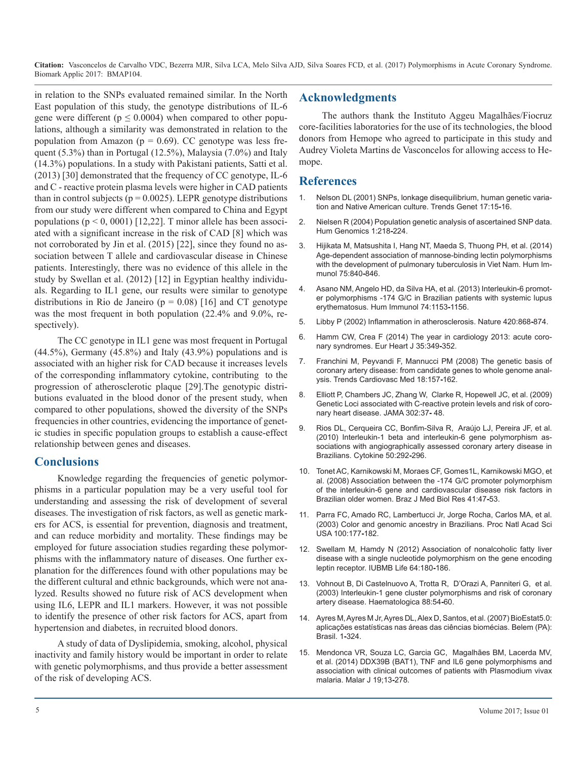in relation to the SNPs evaluated remained similar. In the North East population of this study, the genotype distributions of IL-6 gene were different ($p \leq 0.0004$) when compared to other populations, although a similarity was demonstrated in relation to the population from Amazon ($p = 0.69$). CC genotype was less frequent (5.3%) than in Portugal (12.5%), Malaysia (7.0%) and Italy (14.3%) populations. In a study with Pakistani patients, Satti et al. (2013) [30] demonstrated that the frequency of CC genotype, IL-6 and C - reactive protein plasma levels were higher in CAD patients than in control subjects ($p = 0.0025$). LEPR genotype distributions from our study were different when compared to China and Egypt populations ($p < 0, 0001$) [12,22]. T minor allele has been associated with a significant increase in the risk of CAD [8] which was not corroborated by Jin et al. (2015) [22], since they found no association between T allele and cardiovascular disease in Chinese patients. Interestingly, there was no evidence of this allele in the study by Swellan et al. (2012) [12] in Egyptian healthy individuals. Regarding to IL1 gene, our results were similar to genotype distributions in Rio de Janeiro ($p = 0.08$) [16] and CT genotype was the most frequent in both population (22.4% and 9.0%, respectively).

The CC genotype in IL1 gene was most frequent in Portugal (44.5%), Germany (45.8%) and Italy (43.9%) populations and is associated with an higher risk for CAD because it increases levels of the corresponding inflammatory cytokine, contributing to the progression of atherosclerotic plaque [29].The genotypic distributions evaluated in the blood donor of the present study, when compared to other populations, showed the diversity of the SNPs frequencies in other countries, evidencing the importance of genetic studies in specific population groups to establish a cause-effect relationship between genes and diseases.

## Conclusions

Knowledge regarding the frequencies of genetic polymorphisms in a particular population may be a very useful tool for understanding and assessing the risk of development of several diseases. The investigation of risk factors, as well as genetic markers for ACS, is essential for prevention, diagnosis and treatment, and can reduce morbidity and mortality. These findings may be employed for future association studies regarding these polymorphisms with the inflammatory nature of diseases. One further explanation for the differences found with other populations may be the different cultural and ethnic backgrounds, which were not analyzed. Results showed no future risk of ACS development when using IL6, LEPR and IL1 markers. However, it was not possible to identify the presence of other risk factors for ACS, apart from hypertension and diabetes, in recruited blood donors.

A study of data of Dyslipidemia, smoking, alcohol, physical inactivity and family history would be important in order to relate with genetic polymorphisms, and thus provide a better assessment of the risk of developing ACS.

## Acknowledgments

The authors thank the Instituto Aggeu Magalhães/Fiocruz core-facilities laboratories for the use of its technologies, the blood donors from Hemope who agreed to participate in this study and Audrey Violeta Martins de Vasconcelos for allowing access to Hemope.

## References

1. Nelson DL (2001) SNPs, lonkage disequilibrium, human genetic variation and Native American culture. Trends Genet 17:15-16.
2. Nielsen R (2004) Population genetic analysis of ascertained SNP data. Hum Genomics 1:218-224.
3. Hijikata M, Matsushita I, Hang NT, Maeda S, Thuong PH, et al. (2014) Age-dependent association of mannose-binding lectin polymorphisms with the development of pulmonary tuberculosis in Viet Nam. Hum Immunol 75:840-846.
4. Asano NM, Angelo HD, da Silva HA, et al. (2013) Interleukin-6 promoter polymorphisms -174 G/C in Brazilian patients with systemic lupus erythematosus. Hum Immunol 74:1153-1156.
5. Libby P (2002) Inflammation in atherosclerosis. Nature 420:868-874.
6. Hamm CW, Crea F (2014) The year in cardiology 2013: acute coronary syndromes. Eur Heart J 35:349-352.
7. Franchini M, Peyvandi F, Mannucci PM (2008) The genetic basis of coronary artery disease: from candidate genes to whole genome analysis. Trends Cardiovasc Med 18:157-162.
8. Elliott P, Chambers JC, Zhang W, Clarke R, Hopewell JC, et al. (2009) Genetic Loci associated with C-reactive protein levels and risk of coronary heart disease. JAMA 302:37- 48.
9. Rios DL, Cerqueira CC, Bonfim-Silva R, Araújo LJ, Pereira JF, et al. (2010) Interleukin-1 beta and interleukin-6 gene polymorphism associations with angiographically assessed coronary artery disease in Brazilians. Cytokine 50:292-296.
10. Tonet AC, Karnikowski M, Moraes CF, Gomes1L, Karnikowski MGO, et al. (2008) Association between the -174 G/C promoter polymorphism of the interleukin-6 gene and cardiovascular disease risk factors in Brazilian older women. Braz J Med Biol Res 41:47-53.
11. Parra FC, Amado RC, Lambertucci Jr, Jorge Rocha, Carlos MA, et al. (2003) Color and genomic ancestry in Brazilians. Proc Natl Acad Sci USA 100:177-182.
12. Swellam M, Hamdy N (2012) Association of nonalcoholic fatty liver disease with a single nucleotide polymorphism on the gene encoding leptin receptor. IUBMB Life 64:180-186.
13. Vohnout B, Di Castelnuovo A, Trotta R, D'Orazi A, Panniteri G, et al. (2003) Interleukin-1 gene cluster polymorphisms and risk of coronary artery disease. Haematologica 88:54-60.
14. Ayres M, Ayres M Jr, Ayres DL, Alex D, Santos, et al. (2007) BioEstat5.0: aplicações estatísticas nas áreas das ciências biomécias. Belem (PA): Brasil. 1-324.
15. Mendonca VR, Souza LC, Garcia GC, Magalhães BM, Lacerda MV, et al. (2014) DDX39B (BAT1), TNF and IL6 gene polymorphisms and association with clinical outcomes of patients with Plasmodium vivax malaria. Malar J 19;13-278.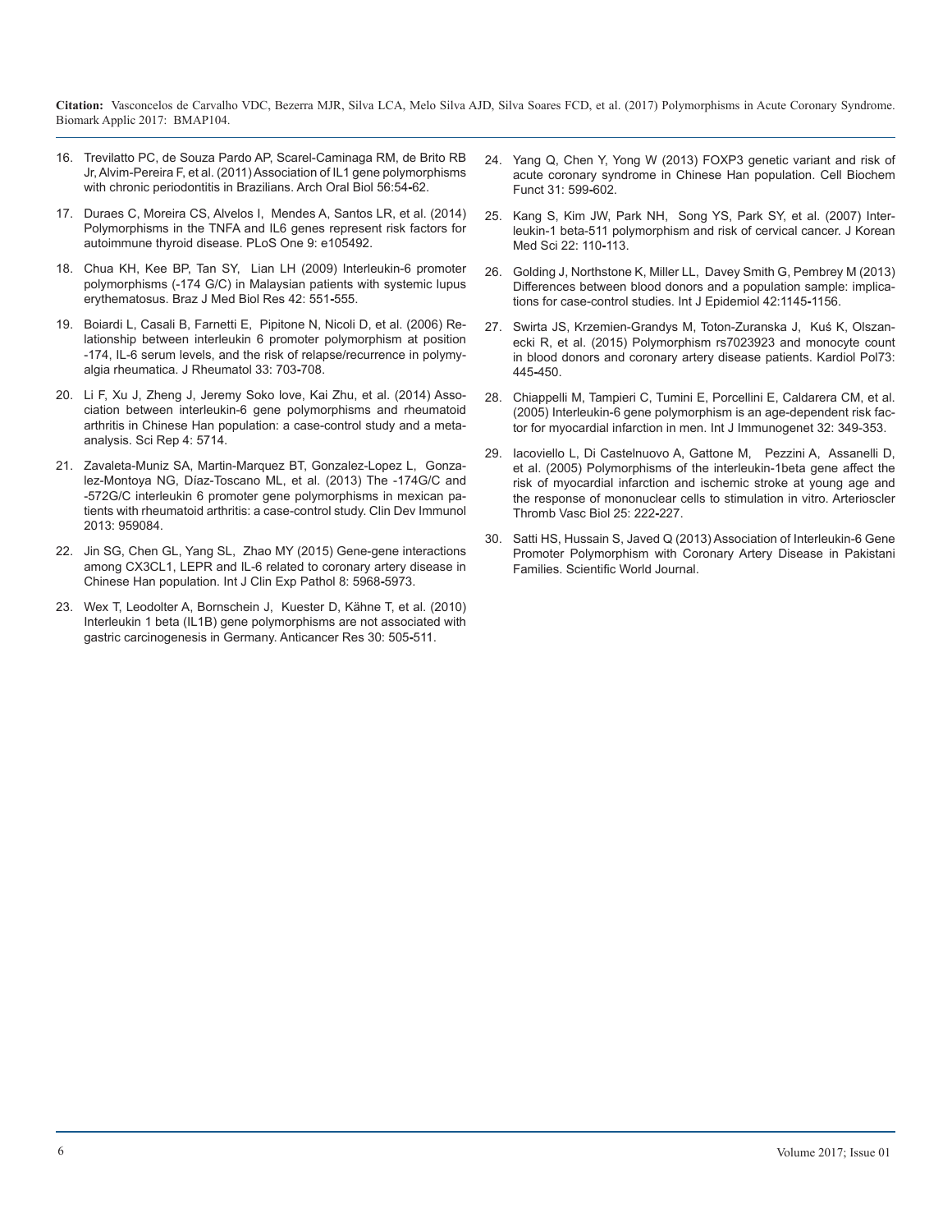16. Trevilatto PC, de Souza Pardo AP, Scarel-Caminaga RM, de Brito RB Jr, Alvim-Pereira F, et al. (2011) Association of IL1 gene polymorphisms with chronic periodontitis in Brazilians. Arch Oral Biol 56:54-62.

17. Duraes C, Moreira CS, Alvelos I, Mendes A, Santos LR, et al. (2014) Polymorphisms in the TNFA and IL6 genes represent risk factors for autoimmune thyroid disease. PLoS One 9: e105492.

18. Chua KH, Kee BP, Tan SY, Lian LH (2009) Interleukin-6 promoter polymorphisms (-174 G/C) in Malaysian patients with systemic lupus erythematosus. Braz J Med Biol Res 42: 551-555.

19. Boiardi L, Casali B, Farnetti E, Pipitone N, Nicoli D, et al. (2006) Relationship between interleukin 6 promoter polymorphism at position -174, IL-6 serum levels, and the risk of relapse/recurrence in polymyalgia rheumatica. J Rheumatol 33: 703-708.

20. Li F, Xu J, Zheng J, Jeremy Soko love, Kai Zhu, et al. (2014) Association between interleukin-6 gene polymorphisms and rheumatoid arthritis in Chinese Han population: a case-control study and a meta-analysis. Sci Rep 4: 5714.

21. Zavaleta-Muniz SA, Martin-Marquez BT, Gonzalez-Lopez L, Gonzalez-Montoya NG, Díaz-Toscano ML, et al. (2013) The -174G/C and -572G/C interleukin 6 promoter gene polymorphisms in mexican patients with rheumatoid arthritis: a case-control study. Clin Dev Immunol 2013: 959084.

22. Jin SG, Chen GL, Yang SL, Zhao MY (2015) Gene-gene interactions among CX3CL1, LEPR and IL-6 related to coronary artery disease in Chinese Han population. Int J Clin Exp Pathol 8: 5968-5973.

23. Wex T, Leodolter A, Bornschein J, Kuester D, Kähne T, et al. (2010) Interleukin 1 beta (IL1B) gene polymorphisms are not associated with gastric carcinogenesis in Germany. Anticancer Res 30: 505-511.

24. Yang Q, Chen Y, Yong W (2013) FOXP3 genetic variant and risk of acute coronary syndrome in Chinese Han population. Cell Biochem Funct 31: 599-602.

25. Kang S, Kim JW, Park NH, Song YS, Park SY, et al. (2007) Interleukin-1 beta-511 polymorphism and risk of cervical cancer. J Korean Med Sci 22: 110-113.

26. Golding J, Northstone K, Miller LL, Davey Smith G, Pembrey M (2013) Differences between blood donors and a population sample: implications for case-control studies. Int J Epidemiol 42:1145-1156.

27. Swirta JS, Krzemien-Grandys M, Toton-Zuranska J, Kuś K, Olszanecki R, et al. (2015) Polymorphism rs7023923 and monocyte count in blood donors and coronary artery disease patients. Kardiol Pol73: 445-450.

28. Chiappelli M, Tampieri C, Tumini E, Porcellini E, Caldarera CM, et al. (2005) Interleukin-6 gene polymorphism is an age-dependent risk factor for myocardial infarction in men. Int J Immunogenet 32: 349-353.

29. Iacoviello L, Di Castelnuovo A, Gattone M, Pezzini A, Assanelli D, et al. (2005) Polymorphisms of the interleukin-1beta gene affect the risk of myocardial infarction and ischemic stroke at young age and the response of mononuclear cells to stimulation in vitro. Arterioscler Thromb Vasc Biol 25: 222-227.

30. Satti HS, Hussain S, Javed Q (2013) Association of Interleukin-6 Gene Promoter Polymorphism with Coronary Artery Disease in Pakistani Families. Scientific World Journal.